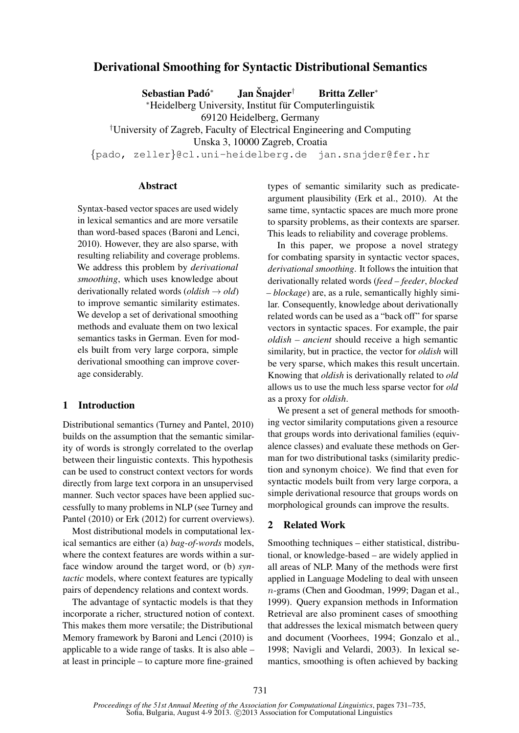# Derivational Smoothing for Syntactic Distributional Semantics

**Sebastian Padó*** **Jan Šnajder†** **Britta Zeller***

*Heidelberg University, Institut für Computerlinguistik
69120 Heidelberg, Germany

†University of Zagreb, Faculty of Electrical Engineering and Computing
Unska 3, 10000 Zagreb, Croatia

{pado, zeller}@cl.uni-heidelberg.de jan.snajder@fer.hr

## Abstract

Syntax-based vector spaces are used widely in lexical semantics and are more versatile than word-based spaces (Baroni and Lenci, 2010). However, they are also sparse, with resulting reliability and coverage problems. We address this problem by *derivational smoothing*, which uses knowledge about derivationally related words (*oldish* → *old*) to improve semantic similarity estimates. We develop a set of derivational smoothing methods and evaluate them on two lexical semantics tasks in German. Even for models built from very large corpora, simple derivational smoothing can improve coverage considerably.

## 1 Introduction

Distributional semantics (Turney and Pantel, 2010) builds on the assumption that the semantic similarity of words is strongly correlated to the overlap between their linguistic contexts. This hypothesis can be used to construct context vectors for words directly from large text corpora in an unsupervised manner. Such vector spaces have been applied successfully to many problems in NLP (see Turney and Pantel (2010) or Erk (2012) for current overviews).

Most distributional models in computational lexical semantics are either (a) *bag-of-words* models, where the context features are words within a surface window around the target word, or (b) *syntactic* models, where context features are typically pairs of dependency relations and context words.

The advantage of syntactic models is that they incorporate a richer, structured notion of context. This makes them more versatile; the Distributional Memory framework by Baroni and Lenci (2010) is applicable to a wide range of tasks. It is also able – at least in principle – to capture more fine-grained types of semantic similarity such as predicate-argument plausibility (Erk et al., 2010). At the same time, syntactic spaces are much more prone to sparsity problems, as their contexts are sparser. This leads to reliability and coverage problems.

In this paper, we propose a novel strategy for combating sparsity in syntactic vector spaces, *derivational smoothing*. It follows the intuition that derivationally related words (*feed* – *feeder*, *blocked* – *blockage*) are, as a rule, semantically highly similar. Consequently, knowledge about derivationally related words can be used as a "back off" for sparse vectors in syntactic spaces. For example, the pair *oldish* – *ancient* should receive a high semantic similarity, but in practice, the vector for *oldish* will be very sparse, which makes this result uncertain. Knowing that *oldish* is derivationally related to *old* allows us to use the much less sparse vector for *old* as a proxy for *oldish*.

We present a set of general methods for smoothing vector similarity computations given a resource that groups words into derivational families (equivalence classes) and evaluate these methods on German for two distributional tasks (similarity prediction and synonym choice). We find that even for syntactic models built from very large corpora, a simple derivational resource that groups words on morphological grounds can improve the results.

## 2 Related Work

Smoothing techniques – either statistical, distributional, or knowledge-based – are widely applied in all areas of NLP. Many of the methods were first applied in Language Modeling to deal with unseen $n$-grams (Chen and Goodman, 1999; Dagan et al., 1999). Query expansion methods in Information Retrieval are also prominent cases of smoothing that addresses the lexical mismatch between query and document (Voorhees, 1994; Gonzalo et al., 1998; Navigli and Velardi, 2003). In lexical semantics, smoothing is often achieved by backing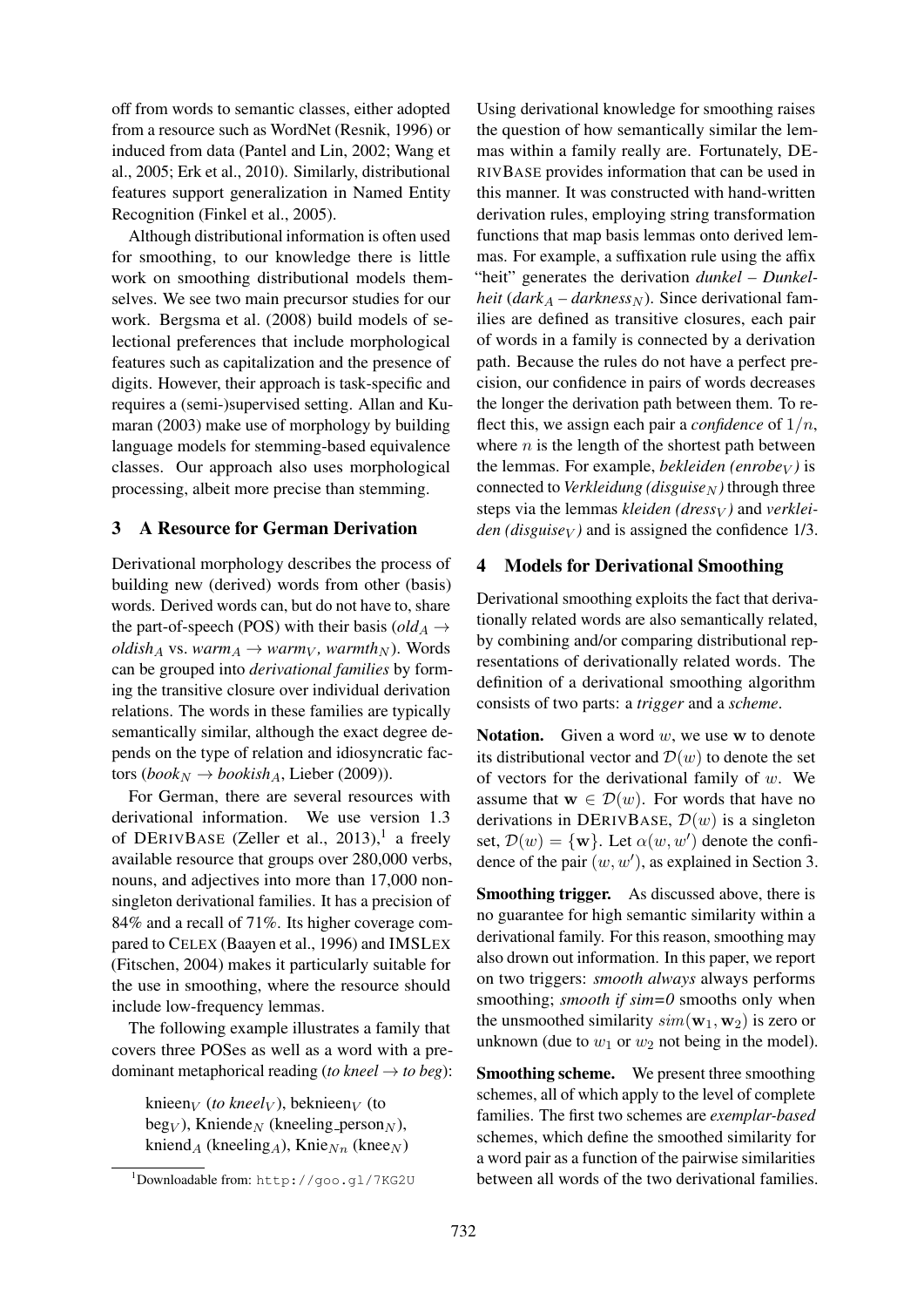off from words to semantic classes, either adopted from a resource such as WordNet (Resnik, 1996) or induced from data (Pantel and Lin, 2002; Wang et al., 2005; Erk et al., 2010). Similarly, distributional features support generalization in Named Entity Recognition (Finkel et al., 2005).

Although distributional information is often used for smoothing, to our knowledge there is little work on smoothing distributional models themselves. We see two main precursor studies for our work. Bergsma et al. (2008) build models of selectional preferences that include morphological features such as capitalization and the presence of digits. However, their approach is task-specific and requires a (semi-)supervised setting. Allan and Kumaran (2003) make use of morphology by building language models for stemming-based equivalence classes. Our approach also uses morphological processing, albeit more precise than stemming.

## 3 A Resource for German Derivation

Derivational morphology describes the process of building new (derived) words from other (basis) words. Derived words can, but do not have to, share the part-of-speech (POS) with their basis ($old_A \rightarrow oldish_A$ vs. $warm_A \rightarrow warm_V$, $warmth_N$). Words can be grouped into *derivational families* by forming the transitive closure over individual derivation relations. The words in these families are typically semantically similar, although the exact degree depends on the type of relation and idiosyncratic factors ($book_N \rightarrow bookish_A$, Lieber (2009)).

For German, there are several resources with derivational information. We use version 1.3 of DERIVBASE (Zeller et al., 2013),[1] a freely available resource that groups over 280,000 verbs, nouns, and adjectives into more than 17,000 non-singleton derivational families. It has a precision of 84% and a recall of 71%. Its higher coverage compared to CELEX (Baayen et al., 1996) and IMSLEX (Fitschen, 2004) makes it particularly suitable for the use in smoothing, where the resource should include low-frequency lemmas.

The following example illustrates a family that covers three POSes as well as a word with a predominant metaphorical reading (*to kneel* → *to beg*):

> knieen$_V$ (*to kneel*$_V$), beknieen$_V$ (to beg$_V$), Kniende$_N$ (kneeling_person$_N$), kniend$_A$ (kneeling$_A$), Knie$_{Nn}$ (knee$_N$)

[1] Downloadable from: http://goo.gl/7KG2U

Using derivational knowledge for smoothing raises the question of how semantically similar the lemmas within a family really are. Fortunately, DERIVBASE provides information that can be used in this manner. It was constructed with hand-written derivation rules, employing string transformation functions that map basis lemmas onto derived lemmas. For example, a suffixation rule using the affix "heit" generates the derivation *dunkel* – *Dunkelheit* ($dark_A$ – $darkness_N$). Since derivational families are defined as transitive closures, each pair of words in a family is connected by a derivation path. Because the rules do not have a perfect precision, our confidence in pairs of words decreases the longer the derivation path between them. To reflect this, we assign each pair a *confidence* of $1/n$, where $n$ is the length of the shortest path between the lemmas. For example, *bekleiden* ($enrobe_V$) is connected to *Verkleidung* ($disguise_N$) through three steps via the lemmas *kleiden* ($dress_V$) and *verkleiden* ($disguise_V$) and is assigned the confidence 1/3.

## 4 Models for Derivational Smoothing

Derivational smoothing exploits the fact that derivationally related words are also semantically related, by combining and/or comparing distributional representations of derivationally related words. The definition of a derivational smoothing algorithm consists of two parts: a *trigger* and a *scheme*.

**Notation.** Given a word $w$, we use $\mathbf{w}$ to denote its distributional vector and $\mathcal{D}(w)$ to denote the set of vectors for the derivational family of $w$. We assume that $\mathbf{w} \in \mathcal{D}(w)$. For words that have no derivations in DERIVBASE, $\mathcal{D}(w)$ is a singleton set, $\mathcal{D}(w) = \{\mathbf{w}\}$. Let $\alpha(w, w')$ denote the confidence of the pair $(w, w')$, as explained in Section 3.

**Smoothing trigger.** As discussed above, there is no guarantee for high semantic similarity within a derivational family. For this reason, smoothing may also drown out information. In this paper, we report on two triggers: *smooth always* always performs smoothing; *smooth if sim=0* smooths only when the unsmoothed similarity $sim(\mathbf{w}_1, \mathbf{w}_2)$ is zero or unknown (due to $w_1$ or $w_2$ not being in the model).

**Smoothing scheme.** We present three smoothing schemes, all of which apply to the level of complete families. The first two schemes are *exemplar-based* schemes, which define the smoothed similarity for a word pair as a function of the pairwise similarities between all words of the two derivational families.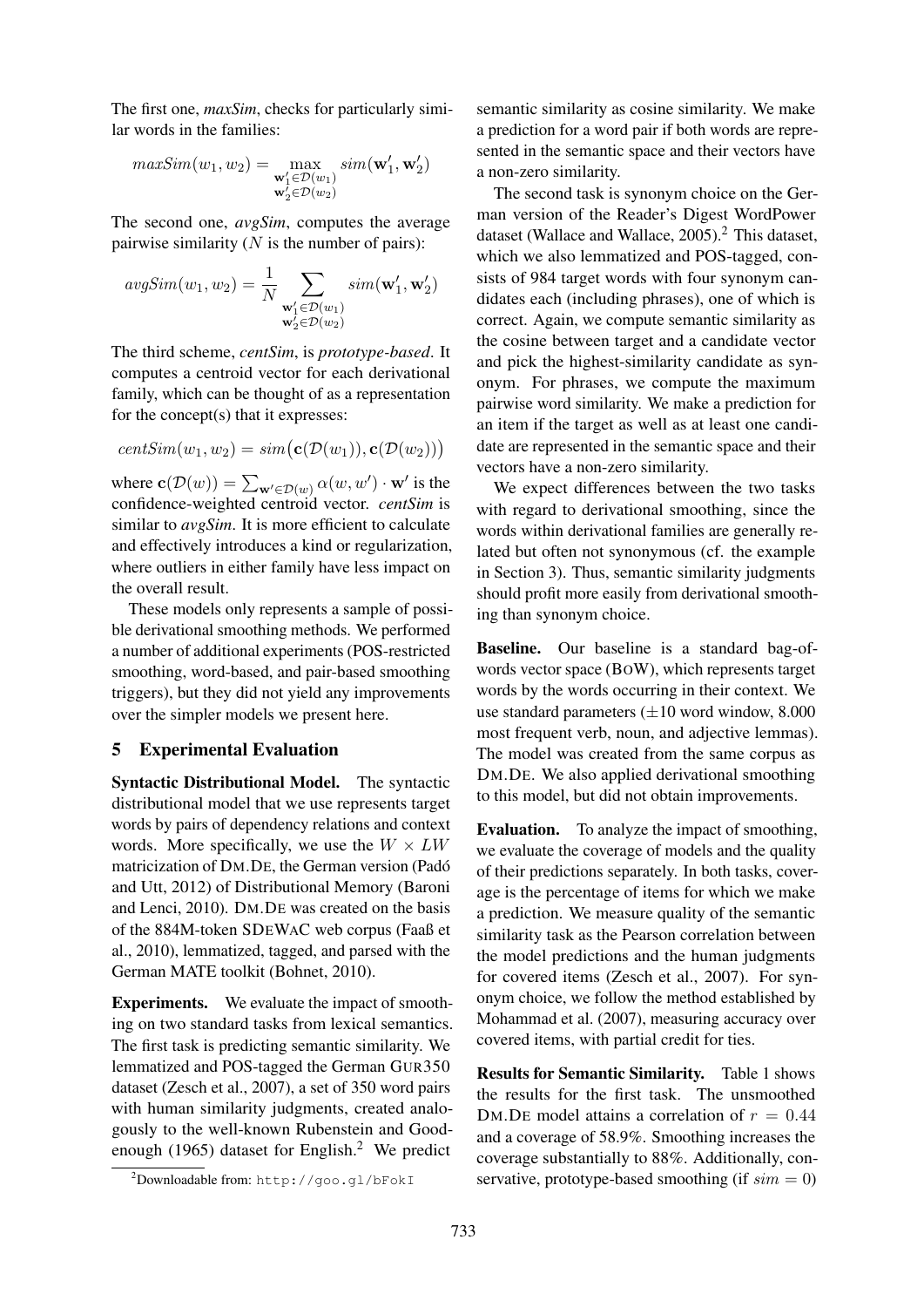The first one, *maxSim*, checks for particularly similar words in the families:

$$maxSim(w_1, w_2) = \max_{\substack{\mathbf{w}'_1 \in \mathcal{D}(w_1) \\ \mathbf{w}'_2 \in \mathcal{D}(w_2)}} sim(\mathbf{w}'_1, \mathbf{w}'_2)$$

The second one, *avgSim*, computes the average pairwise similarity ($N$ is the number of pairs):

$$avgSim(w_1, w_2) = \frac{1}{N} \sum_{\substack{\mathbf{w}'_1 \in \mathcal{D}(w_1) \\ \mathbf{w}'_2 \in \mathcal{D}(w_2)}} sim(\mathbf{w}'_1, \mathbf{w}'_2)$$

The third scheme, *centSim*, is *prototype-based*. It computes a centroid vector for each derivational family, which can be thought of as a representation for the concept(s) that it expresses:

$$centSim(w_1, w_2) = sim\big(\mathbf{c}(\mathcal{D}(w_1)), \mathbf{c}(\mathcal{D}(w_2))\big)$$

where $\mathbf{c}(\mathcal{D}(w)) = \sum_{\mathbf{w}' \in \mathcal{D}(w)} \alpha(w, w') \cdot \mathbf{w}'$ is the confidence-weighted centroid vector. *centSim* is similar to *avgSim*. It is more efficient to calculate and effectively introduces a kind or regularization, where outliers in either family have less impact on the overall result.

These models only represents a sample of possible derivational smoothing methods. We performed a number of additional experiments (POS-restricted smoothing, word-based, and pair-based smoothing triggers), but they did not yield any improvements over the simpler models we present here.

## 5 Experimental Evaluation

**Syntactic Distributional Model.** The syntactic distributional model that we use represents target words by pairs of dependency relations and context words. More specifically, we use the $W \times LW$ matricization of DM.DE, the German version (Padó and Utt, 2012) of Distributional Memory (Baroni and Lenci, 2010). DM.DE was created on the basis of the 884M-token SDEWAC web corpus (Faaß et al., 2010), lemmatized, tagged, and parsed with the German MATE toolkit (Bohnet, 2010).

**Experiments.** We evaluate the impact of smoothing on two standard tasks from lexical semantics. The first task is predicting semantic similarity. We lemmatized and POS-tagged the German GUR350 dataset (Zesch et al., 2007), a set of 350 word pairs with human similarity judgments, created analogously to the well-known Rubenstein and Goodenough (1965) dataset for English.[2] We predict semantic similarity as cosine similarity. We make a prediction for a word pair if both words are represented in the semantic space and their vectors have a non-zero similarity.

The second task is synonym choice on the German version of the Reader's Digest WordPower dataset (Wallace and Wallace, 2005).[2] This dataset, which we also lemmatized and POS-tagged, consists of 984 target words with four synonym candidates each (including phrases), one of which is correct. Again, we compute semantic similarity as the cosine between target and a candidate vector and pick the highest-similarity candidate as synonym. For phrases, we compute the maximum pairwise word similarity. We make a prediction for an item if the target as well as at least one candidate are represented in the semantic space and their vectors have a non-zero similarity.

We expect differences between the two tasks with regard to derivational smoothing, since the words within derivational families are generally related but often not synonymous (cf. the example in Section 3). Thus, semantic similarity judgments should profit more easily from derivational smoothing than synonym choice.

**Baseline.** Our baseline is a standard bag-of-words vector space (BOW), which represents target words by the words occurring in their context. We use standard parameters ($\pm 10$ word window, 8.000 most frequent verb, noun, and adjective lemmas). The model was created from the same corpus as DM.DE. We also applied derivational smoothing to this model, but did not obtain improvements.

**Evaluation.** To analyze the impact of smoothing, we evaluate the coverage of models and the quality of their predictions separately. In both tasks, coverage is the percentage of items for which we make a prediction. We measure quality of the semantic similarity task as the Pearson correlation between the model predictions and the human judgments for covered items (Zesch et al., 2007). For synonym choice, we follow the method established by Mohammad et al. (2007), measuring accuracy over covered items, with partial credit for ties.

**Results for Semantic Similarity.** Table 1 shows the results for the first task. The unsmoothed DM.DE model attains a correlation of $r = 0.44$ and a coverage of 58.9%. Smoothing increases the coverage substantially to 88%. Additionally, conservative, prototype-based smoothing (if $sim = 0$)

[2] Downloadable from: http://goo.gl/bFokI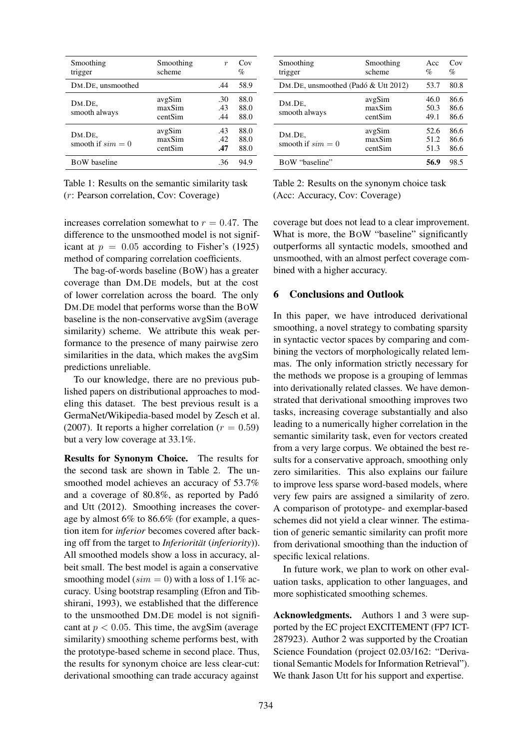| Smoothing trigger | Smoothing scheme | $r$ | Cov % |
|---|---|---|---|
| DM.DE, unsmoothed | | .44 | 58.9 |
| DM.DE, smooth always | avgSim | .30 | 88.0 |
| | maxSim | .43 | 88.0 |
| | centSim | .44 | 88.0 |
| DM.DE, smooth if $sim = 0$ | avgSim | .43 | 88.0 |
| | maxSim | .42 | 88.0 |
| | centSim | **.47** | 88.0 |
| BOW baseline | | .36 | 94.9 |

Table 1: Results on the semantic similarity task ($r$: Pearson correlation, Cov: Coverage)

increases correlation somewhat to $r = 0.47$. The difference to the unsmoothed model is not significant at $p = 0.05$ according to Fisher's (1925) method of comparing correlation coefficients.

The bag-of-words baseline (BOW) has a greater coverage than DM.DE models, but at the cost of lower correlation across the board. The only DM.DE model that performs worse than the BOW baseline is the non-conservative avgSim (average similarity) scheme. We attribute this weak performance to the presence of many pairwise zero similarities in the data, which makes the avgSim predictions unreliable.

To our knowledge, there are no previous published papers on distributional approaches to modeling this dataset. The best previous result is a GermaNet/Wikipedia-based model by Zesch et al. (2007). It reports a higher correlation ($r = 0.59$) but a very low coverage at 33.1%.

**Results for Synonym Choice.** The results for the second task are shown in Table 2. The unsmoothed model achieves an accuracy of 53.7% and a coverage of 80.8%, as reported by Padó and Utt (2012). Smoothing increases the coverage by almost 6% to 86.6% (for example, a question item for *inferior* becomes covered after backing off from the target to *Inferiorität* (*inferiority*)). All smoothed models show a loss in accuracy, albeit small. The best model is again a conservative smoothing model ($sim = 0$) with a loss of 1.1% accuracy. Using bootstrap resampling (Efron and Tibshirani, 1993), we established that the difference to the unsmoothed DM.DE model is not significant at $p < 0.05$. This time, the avgSim (average similarity) smoothing scheme performs best, with the prototype-based scheme in second place. Thus, the results for synonym choice are less clear-cut: derivational smoothing can trade accuracy against

| Smoothing trigger | Smoothing scheme | Acc % | Cov % |
|---|---|---|---|
| DM.DE, unsmoothed (Padó & Utt 2012) | | 53.7 | 80.8 |
| DM.DE, smooth always | avgSim | 46.0 | 86.6 |
| | maxSim | 50.3 | 86.6 |
| | centSim | 49.1 | 86.6 |
| DM.DE, smooth if $sim = 0$ | avgSim | 52.6 | 86.6 |
| | maxSim | 51.2 | 86.6 |
| | centSim | 51.3 | 86.6 |
| BOW "baseline" | | **56.9** | 98.5 |

Table 2: Results on the synonym choice task (Acc: Accuracy, Cov: Coverage)

coverage but does not lead to a clear improvement. What is more, the BOW "baseline" significantly outperforms all syntactic models, smoothed and unsmoothed, with an almost perfect coverage combined with a higher accuracy.

## 6 Conclusions and Outlook

In this paper, we have introduced derivational smoothing, a novel strategy to combating sparsity in syntactic vector spaces by comparing and combining the vectors of morphologically related lemmas. The only information strictly necessary for the methods we propose is a grouping of lemmas into derivationally related classes. We have demonstrated that derivational smoothing improves two tasks, increasing coverage substantially and also leading to a numerically higher correlation in the semantic similarity task, even for vectors created from a very large corpus. We obtained the best results for a conservative approach, smoothing only zero similarities. This also explains our failure to improve less sparse word-based models, where very few pairs are assigned a similarity of zero. A comparison of prototype- and exemplar-based schemes did not yield a clear winner. The estimation of generic semantic similarity can profit more from derivational smoothing than the induction of specific lexical relations.

In future work, we plan to work on other evaluation tasks, application to other languages, and more sophisticated smoothing schemes.

**Acknowledgments.** Authors 1 and 3 were supported by the EC project EXCITEMENT (FP7 ICT-287923). Author 2 was supported by the Croatian Science Foundation (project 02.03/162: "Derivational Semantic Models for Information Retrieval"). We thank Jason Utt for his support and expertise.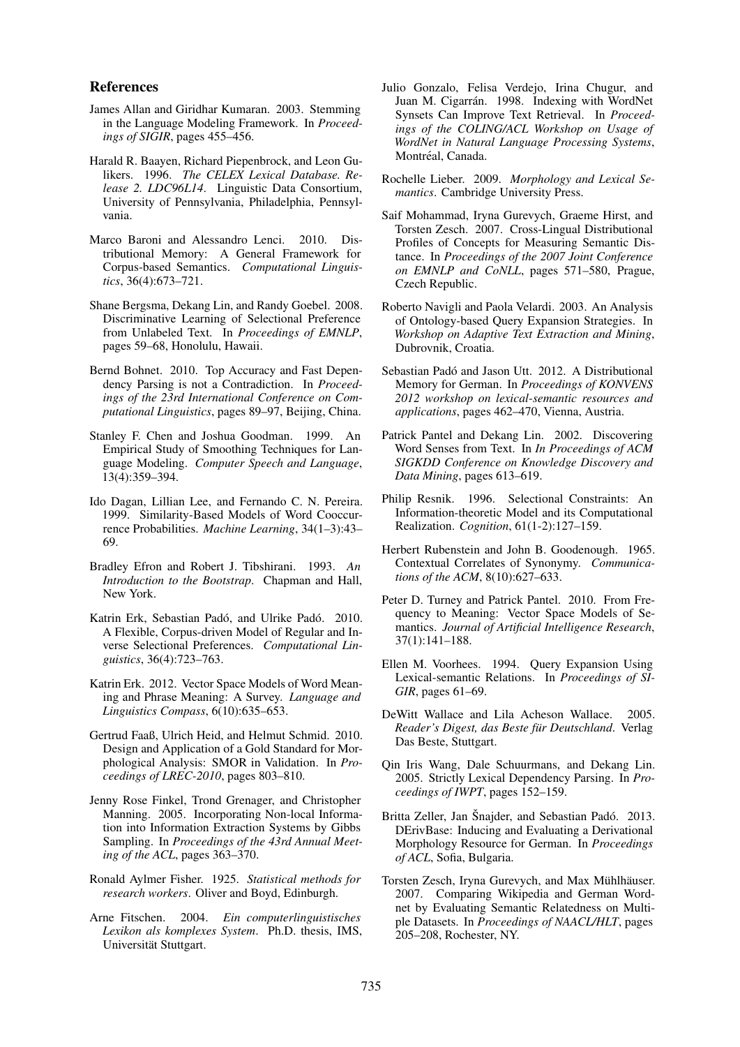## References

James Allan and Giridhar Kumaran. 2003. Stemming in the Language Modeling Framework. In *Proceedings of SIGIR*, pages 455–456.

Harald R. Baayen, Richard Piepenbrock, and Leon Gulikers. 1996. *The CELEX Lexical Database. Release 2. LDC96L14*. Linguistic Data Consortium, University of Pennsylvania, Philadelphia, Pennsylvania.

Marco Baroni and Alessandro Lenci. 2010. Distributional Memory: A General Framework for Corpus-based Semantics. *Computational Linguistics*, 36(4):673–721.

Shane Bergsma, Dekang Lin, and Randy Goebel. 2008. Discriminative Learning of Selectional Preference from Unlabeled Text. In *Proceedings of EMNLP*, pages 59–68, Honolulu, Hawaii.

Bernd Bohnet. 2010. Top Accuracy and Fast Dependency Parsing is not a Contradiction. In *Proceedings of the 23rd International Conference on Computational Linguistics*, pages 89–97, Beijing, China.

Stanley F. Chen and Joshua Goodman. 1999. An Empirical Study of Smoothing Techniques for Language Modeling. *Computer Speech and Language*, 13(4):359–394.

Ido Dagan, Lillian Lee, and Fernando C. N. Pereira. 1999. Similarity-Based Models of Word Cooccurrence Probabilities. *Machine Learning*, 34(1–3):43–69.

Bradley Efron and Robert J. Tibshirani. 1993. *An Introduction to the Bootstrap*. Chapman and Hall, New York.

Katrin Erk, Sebastian Padó, and Ulrike Padó. 2010. A Flexible, Corpus-driven Model of Regular and Inverse Selectional Preferences. *Computational Linguistics*, 36(4):723–763.

Katrin Erk. 2012. Vector Space Models of Word Meaning and Phrase Meaning: A Survey. *Language and Linguistics Compass*, 6(10):635–653.

Gertrud Faaß, Ulrich Heid, and Helmut Schmid. 2010. Design and Application of a Gold Standard for Morphological Analysis: SMOR in Validation. In *Proceedings of LREC-2010*, pages 803–810.

Jenny Rose Finkel, Trond Grenager, and Christopher Manning. 2005. Incorporating Non-local Information into Information Extraction Systems by Gibbs Sampling. In *Proceedings of the 43rd Annual Meeting of the ACL*, pages 363–370.

Ronald Aylmer Fisher. 1925. *Statistical methods for research workers*. Oliver and Boyd, Edinburgh.

Arne Fitschen. 2004. *Ein computerlinguistisches Lexikon als komplexes System*. Ph.D. thesis, IMS, Universität Stuttgart.

Julio Gonzalo, Felisa Verdejo, Irina Chugur, and Juan M. Cigarrán. 1998. Indexing with WordNet Synsets Can Improve Text Retrieval. In *Proceedings of the COLING/ACL Workshop on Usage of WordNet in Natural Language Processing Systems*, Montréal, Canada.

Rochelle Lieber. 2009. *Morphology and Lexical Semantics*. Cambridge University Press.

Saif Mohammad, Iryna Gurevych, Graeme Hirst, and Torsten Zesch. 2007. Cross-Lingual Distributional Profiles of Concepts for Measuring Semantic Distance. In *Proceedings of the 2007 Joint Conference on EMNLP and CoNLL*, pages 571–580, Prague, Czech Republic.

Roberto Navigli and Paola Velardi. 2003. An Analysis of Ontology-based Query Expansion Strategies. In *Workshop on Adaptive Text Extraction and Mining*, Dubrovnik, Croatia.

Sebastian Padó and Jason Utt. 2012. A Distributional Memory for German. In *Proceedings of KONVENS 2012 workshop on lexical-semantic resources and applications*, pages 462–470, Vienna, Austria.

Patrick Pantel and Dekang Lin. 2002. Discovering Word Senses from Text. In *In Proceedings of ACM SIGKDD Conference on Knowledge Discovery and Data Mining*, pages 613–619.

Philip Resnik. 1996. Selectional Constraints: An Information-theoretic Model and its Computational Realization. *Cognition*, 61(1-2):127–159.

Herbert Rubenstein and John B. Goodenough. 1965. Contextual Correlates of Synonymy. *Communications of the ACM*, 8(10):627–633.

Peter D. Turney and Patrick Pantel. 2010. From Frequency to Meaning: Vector Space Models of Semantics. *Journal of Artificial Intelligence Research*, 37(1):141–188.

Ellen M. Voorhees. 1994. Query Expansion Using Lexical-semantic Relations. In *Proceedings of SIGIR*, pages 61–69.

DeWitt Wallace and Lila Acheson Wallace. 2005. *Reader's Digest, das Beste für Deutschland*. Verlag Das Beste, Stuttgart.

Qin Iris Wang, Dale Schuurmans, and Dekang Lin. 2005. Strictly Lexical Dependency Parsing. In *Proceedings of IWPT*, pages 152–159.

Britta Zeller, Jan Šnajder, and Sebastian Padó. 2013. DErivBase: Inducing and Evaluating a Derivational Morphology Resource for German. In *Proceedings of ACL*, Sofia, Bulgaria.

Torsten Zesch, Iryna Gurevych, and Max Mühlhäuser. 2007. Comparing Wikipedia and German Wordnet by Evaluating Semantic Relatedness on Multiple Datasets. In *Proceedings of NAACL/HLT*, pages 205–208, Rochester, NY.